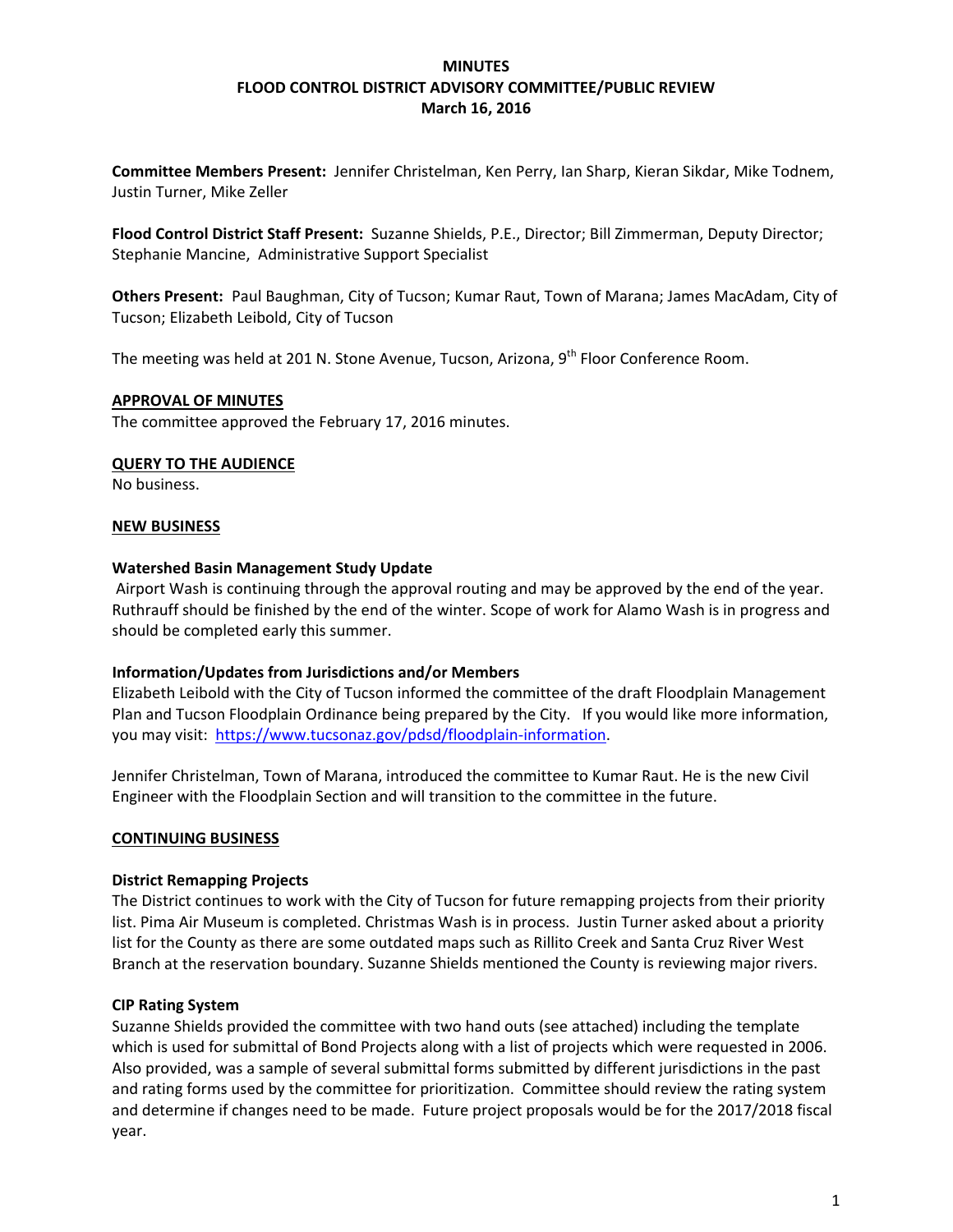# MINUTES
# FLOOD CONTROL DISTRICT ADVISORY COMMITTEE/PUBLIC REVIEW
# March 16, 2016

**Committee Members Present:** Jennifer Christelman, Ken Perry, Ian Sharp, Kieran Sikdar, Mike Todnem, Justin Turner, Mike Zeller

**Flood Control District Staff Present:** Suzanne Shields, P.E., Director; Bill Zimmerman, Deputy Director; Stephanie Mancine, Administrative Support Specialist

**Others Present:** Paul Baughman, City of Tucson; Kumar Raut, Town of Marana; James MacAdam, City of Tucson; Elizabeth Leibold, City of Tucson

The meeting was held at 201 N. Stone Avenue, Tucson, Arizona, 9th Floor Conference Room.

**APPROVAL OF MINUTES**

The committee approved the February 17, 2016 minutes.

**QUERY TO THE AUDIENCE**

No business.

**NEW BUSINESS**

**Watershed Basin Management Study Update**

Airport Wash is continuing through the approval routing and may be approved by the end of the year. Ruthrauff should be finished by the end of the winter. Scope of work for Alamo Wash is in progress and should be completed early this summer.

**Information/Updates from Jurisdictions and/or Members**

Elizabeth Leibold with the City of Tucson informed the committee of the draft Floodplain Management Plan and Tucson Floodplain Ordinance being prepared by the City. If you would like more information, you may visit: https://www.tucsonaz.gov/pdsd/floodplain-information.

Jennifer Christelman, Town of Marana, introduced the committee to Kumar Raut. He is the new Civil Engineer with the Floodplain Section and will transition to the committee in the future.

**CONTINUING BUSINESS**

**District Remapping Projects**

The District continues to work with the City of Tucson for future remapping projects from their priority list. Pima Air Museum is completed. Christmas Wash is in process. Justin Turner asked about a priority list for the County as there are some outdated maps such as Rillito Creek and Santa Cruz River West Branch at the reservation boundary. Suzanne Shields mentioned the County is reviewing major rivers.

**CIP Rating System**

Suzanne Shields provided the committee with two hand outs (see attached) including the template which is used for submittal of Bond Projects along with a list of projects which were requested in 2006. Also provided, was a sample of several submittal forms submitted by different jurisdictions in the past and rating forms used by the committee for prioritization. Committee should review the rating system and determine if changes need to be made. Future project proposals would be for the 2017/2018 fiscal year.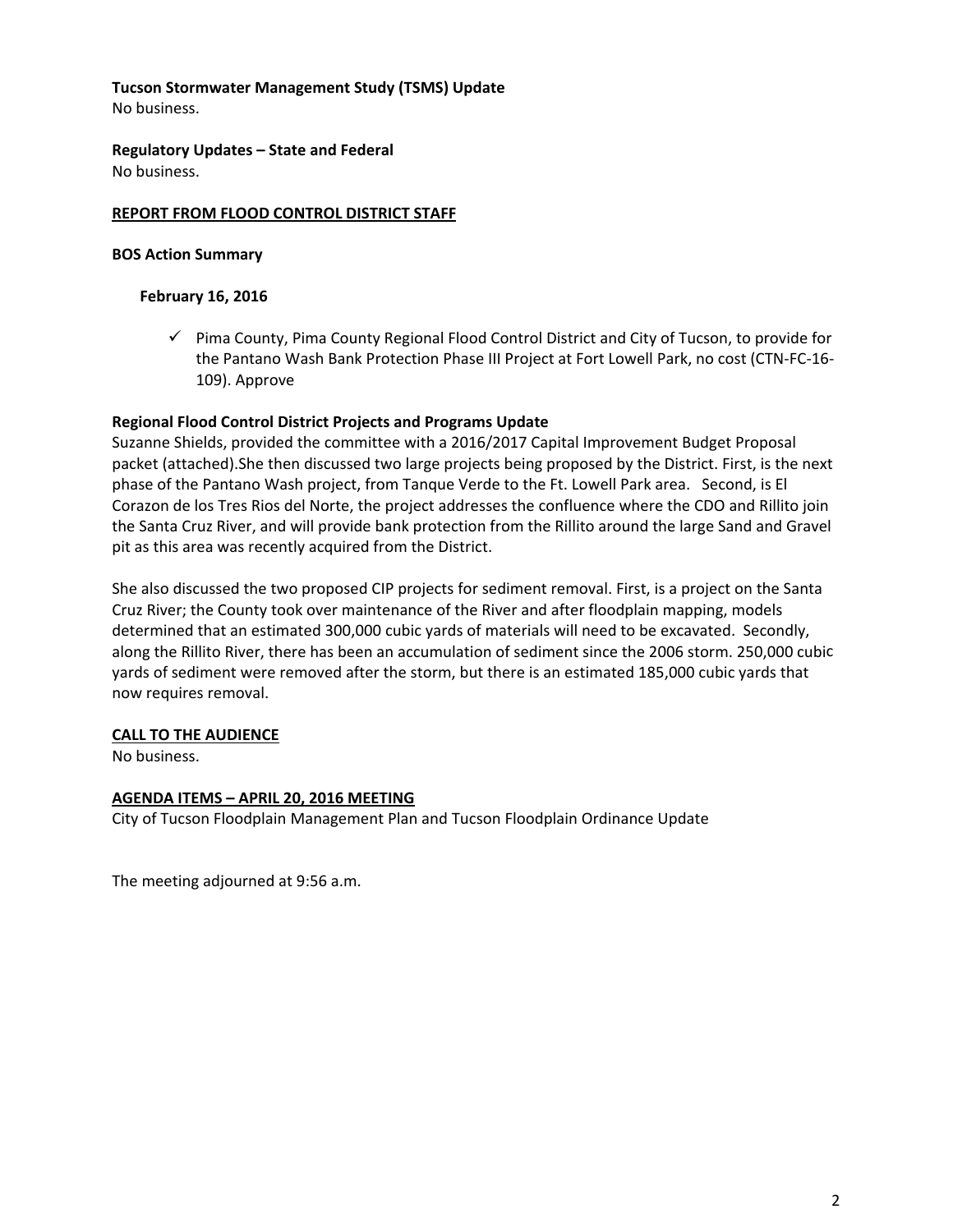**Tucson Stormwater Management Study (TSMS) Update**
No business.

**Regulatory Updates – State and Federal**
No business.

**REPORT FROM FLOOD CONTROL DISTRICT STAFF**

**BOS Action Summary**

**February 16, 2016**

- ✓ Pima County, Pima County Regional Flood Control District and City of Tucson, to provide for the Pantano Wash Bank Protection Phase III Project at Fort Lowell Park, no cost (CTN-FC-16-109). Approve

**Regional Flood Control District Projects and Programs Update**
Suzanne Shields, provided the committee with a 2016/2017 Capital Improvement Budget Proposal packet (attached).She then discussed two large projects being proposed by the District. First, is the next phase of the Pantano Wash project, from Tanque Verde to the Ft. Lowell Park area. Second, is El Corazon de los Tres Rios del Norte, the project addresses the confluence where the CDO and Rillito join the Santa Cruz River, and will provide bank protection from the Rillito around the large Sand and Gravel pit as this area was recently acquired from the District.

She also discussed the two proposed CIP projects for sediment removal. First, is a project on the Santa Cruz River; the County took over maintenance of the River and after floodplain mapping, models determined that an estimated 300,000 cubic yards of materials will need to be excavated. Secondly, along the Rillito River, there has been an accumulation of sediment since the 2006 storm. 250,000 cubic yards of sediment were removed after the storm, but there is an estimated 185,000 cubic yards that now requires removal.

**CALL TO THE AUDIENCE**
No business.

**AGENDA ITEMS – APRIL 20, 2016 MEETING**
City of Tucson Floodplain Management Plan and Tucson Floodplain Ordinance Update

The meeting adjourned at 9:56 a.m.